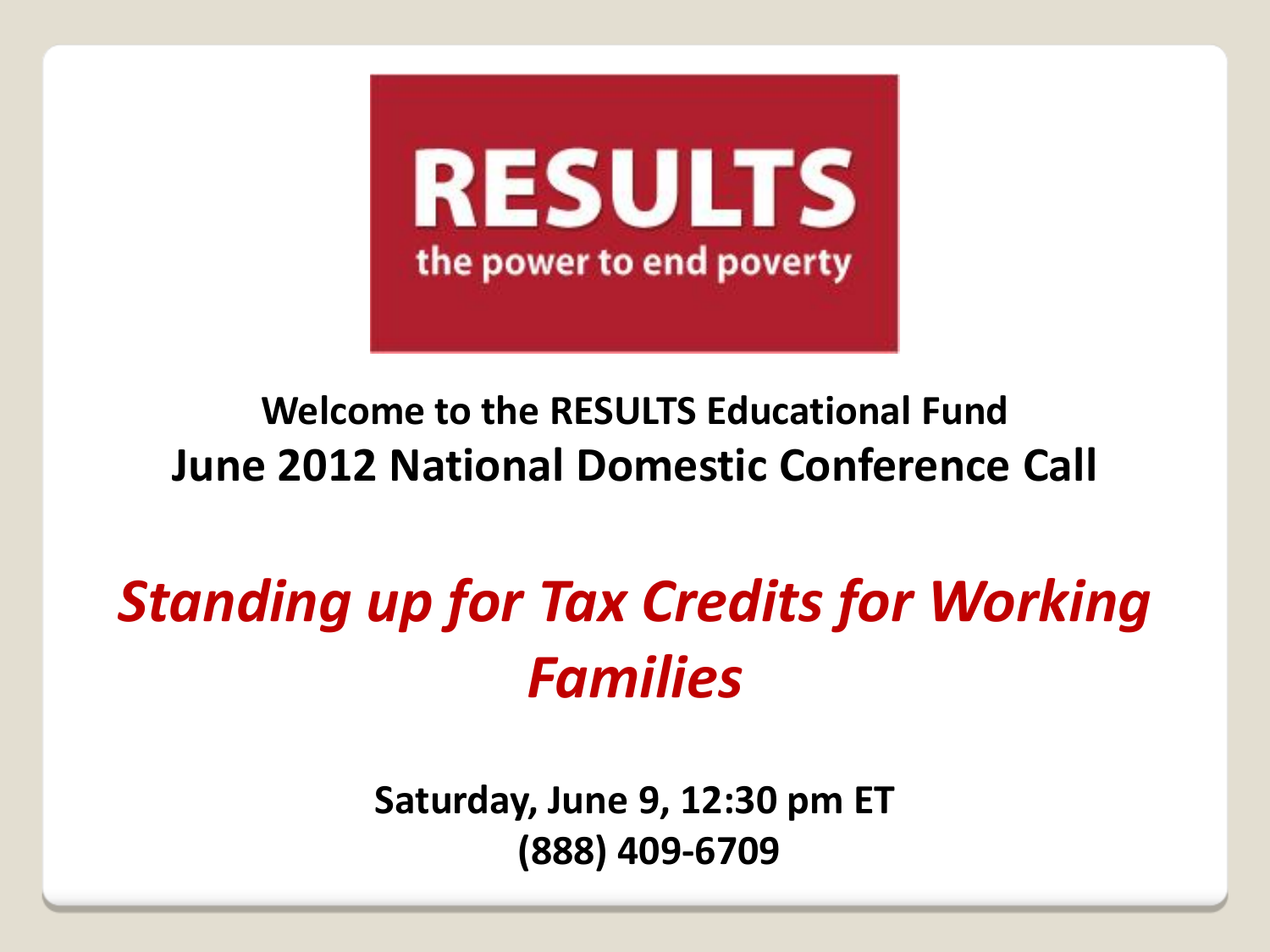**RESULTS**

the power to end poverty

**Welcome to the RESULTS Educational Fund**

**June 2012 National Domestic Conference Call**

# *Standing up for Tax Credits for Working Families*

**Saturday, June 9, 12:30 pm ET**

**(888) 409-6709**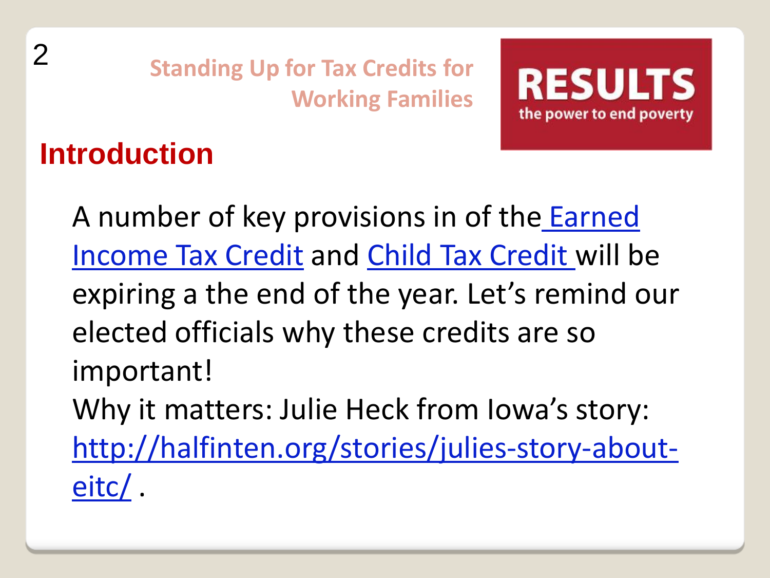Standing Up for Tax Credits for Working Families

RESULTS
the power to end poverty

## Introduction

A number of key provisions in of the Earned Income Tax Credit and Child Tax Credit will be expiring a the end of the year. Let's remind our elected officials why these credits are so important!

Why it matters: Julie Heck from Iowa's story: http://halfinten.org/stories/julies-story-about-eitc/ .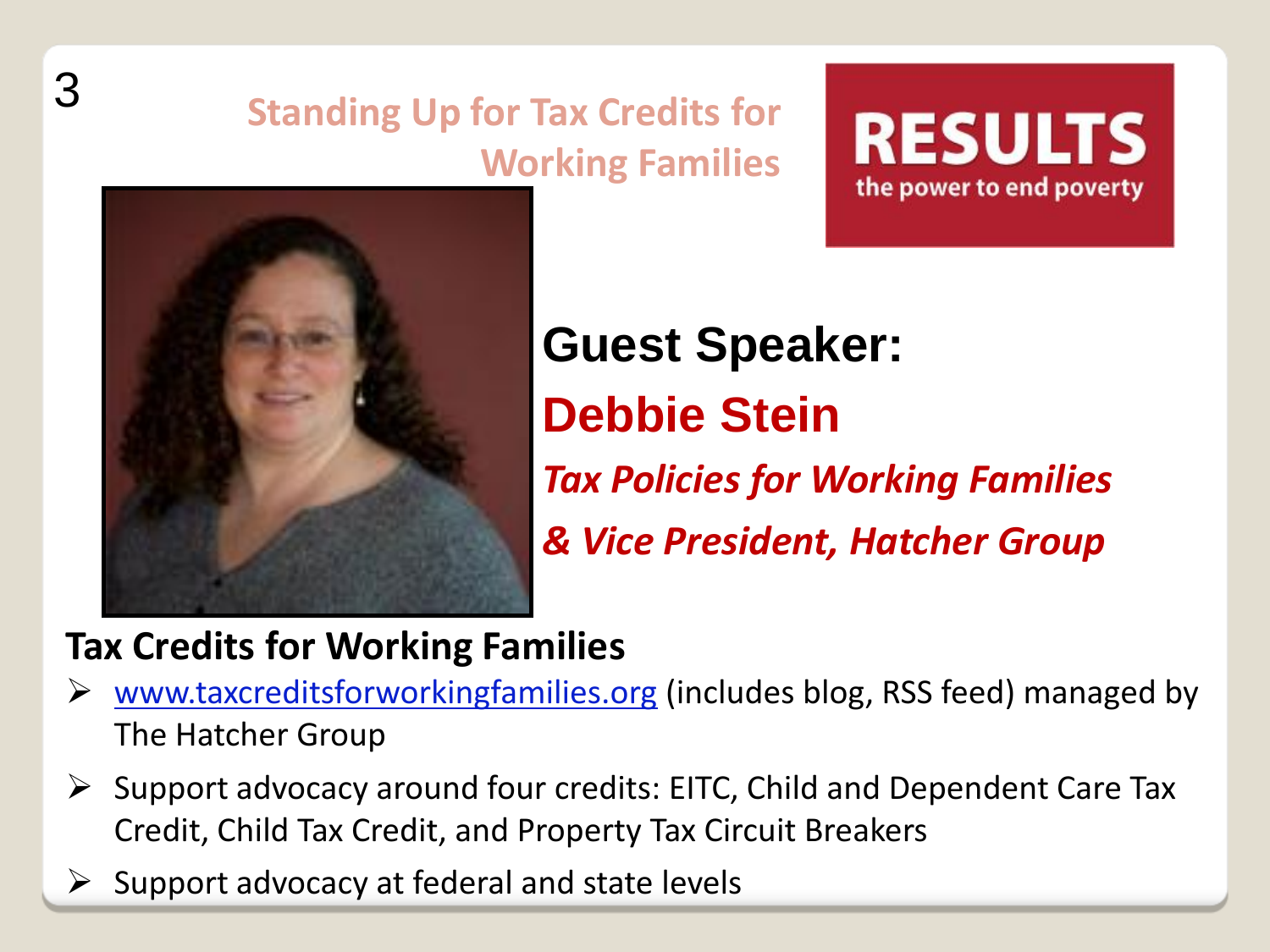## Standing Up for Tax Credits for Working Families

RESULTS
the power to end poverty

**Guest Speaker:**

**Debbie Stein**

***Tax Policies for Working Families***

***& Vice President, Hatcher Group***

**Tax Credits for Working Families**

- www.taxcreditsforworkingfamilies.org (includes blog, RSS feed) managed by The Hatcher Group
- Support advocacy around four credits: EITC, Child and Dependent Care Tax Credit, Child Tax Credit, and Property Tax Circuit Breakers
- Support advocacy at federal and state levels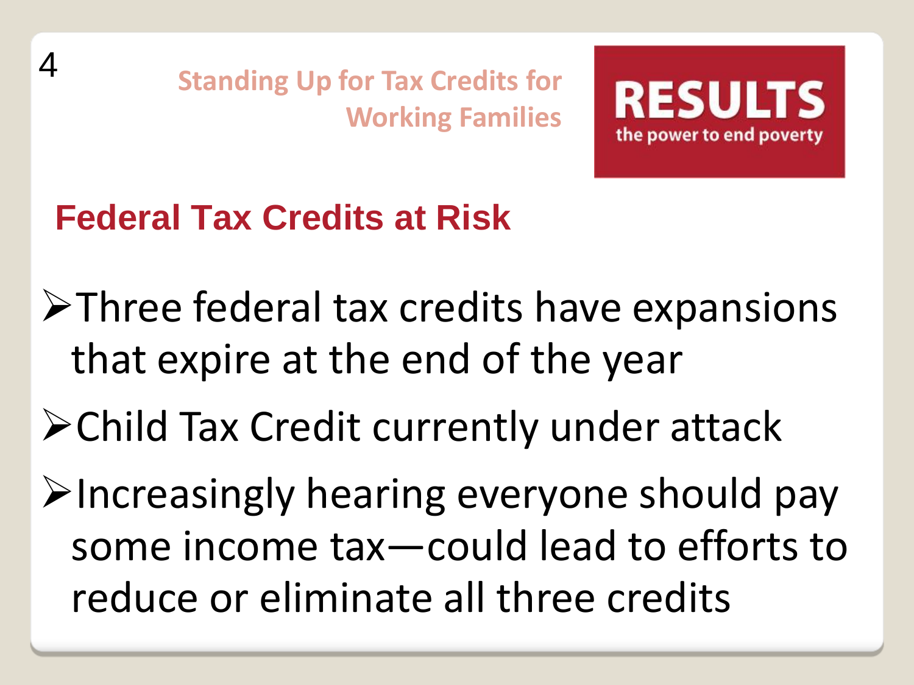Standing Up for Tax Credits for Working Families

RESULTS
the power to end poverty

## Federal Tax Credits at Risk

- Three federal tax credits have expansions that expire at the end of the year
- Child Tax Credit currently under attack
- Increasingly hearing everyone should pay some income tax—could lead to efforts to reduce or eliminate all three credits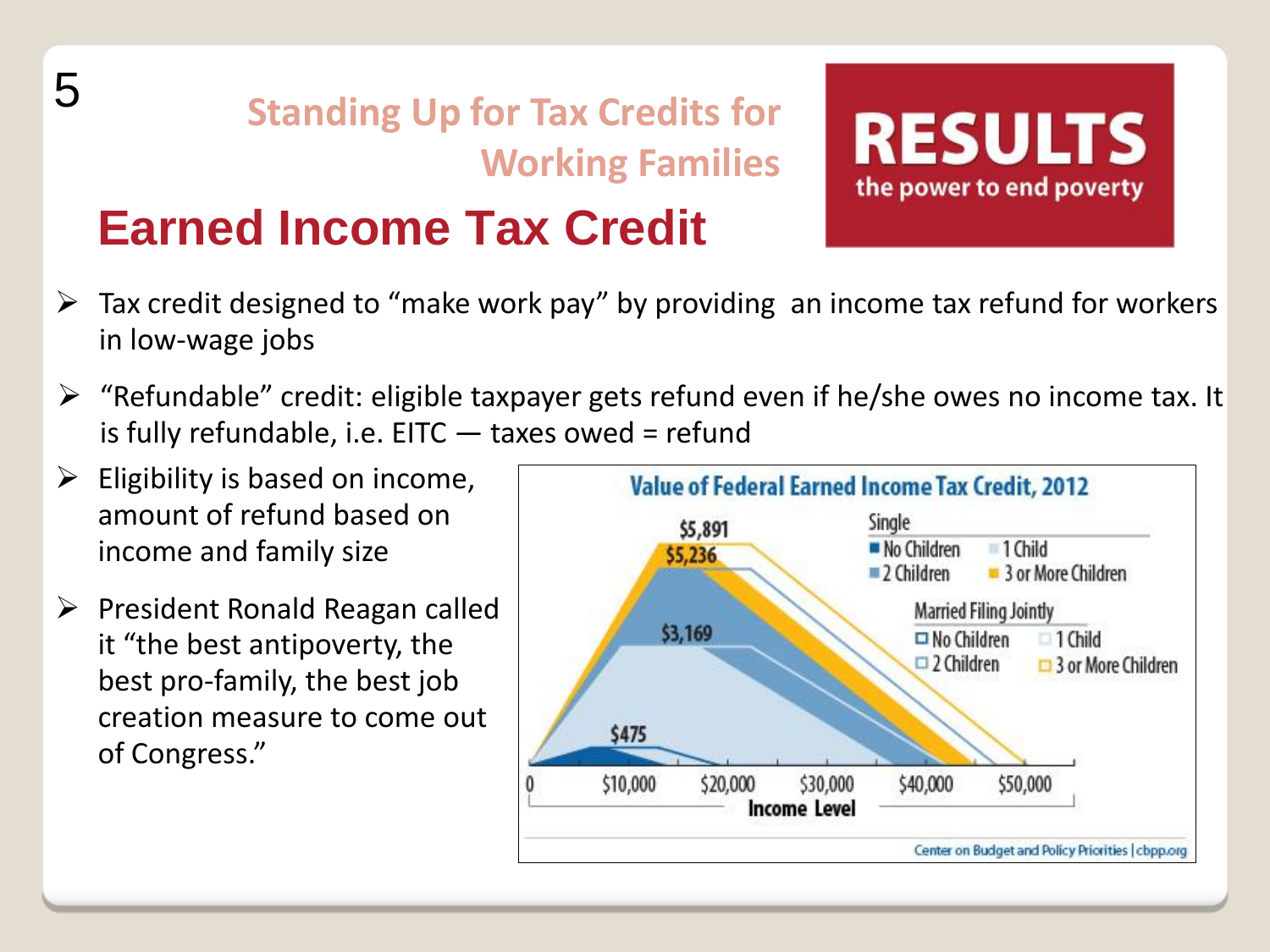## Standing Up for Tax Credits for Working Families

RESULTS
the power to end poverty

# Earned Income Tax Credit

- Tax credit designed to “make work pay” by providing an income tax refund for workers in low-wage jobs
- “Refundable” credit: eligible taxpayer gets refund even if he/she owes no income tax. It is fully refundable, i.e. EITC — taxes owed = refund
- Eligibility is based on income, amount of refund based on income and family size
- President Ronald Reagan called it “the best antipoverty, the best pro-family, the best job creation measure to come out of Congress.”

**Value of Federal Earned Income Tax Credit, 2012**

Single: No Children; 1 Child; 2 Children; 3 or More Children
Married Filing Jointly: No Children; 1 Child; 2 Children; 3 or More Children

$5,891 · $5,236 · $3,169 · $475

0 · $10,000 · $20,000 · $30,000 · $40,000 · $50,000
Income Level

Center on Budget and Policy Priorities | cbpp.org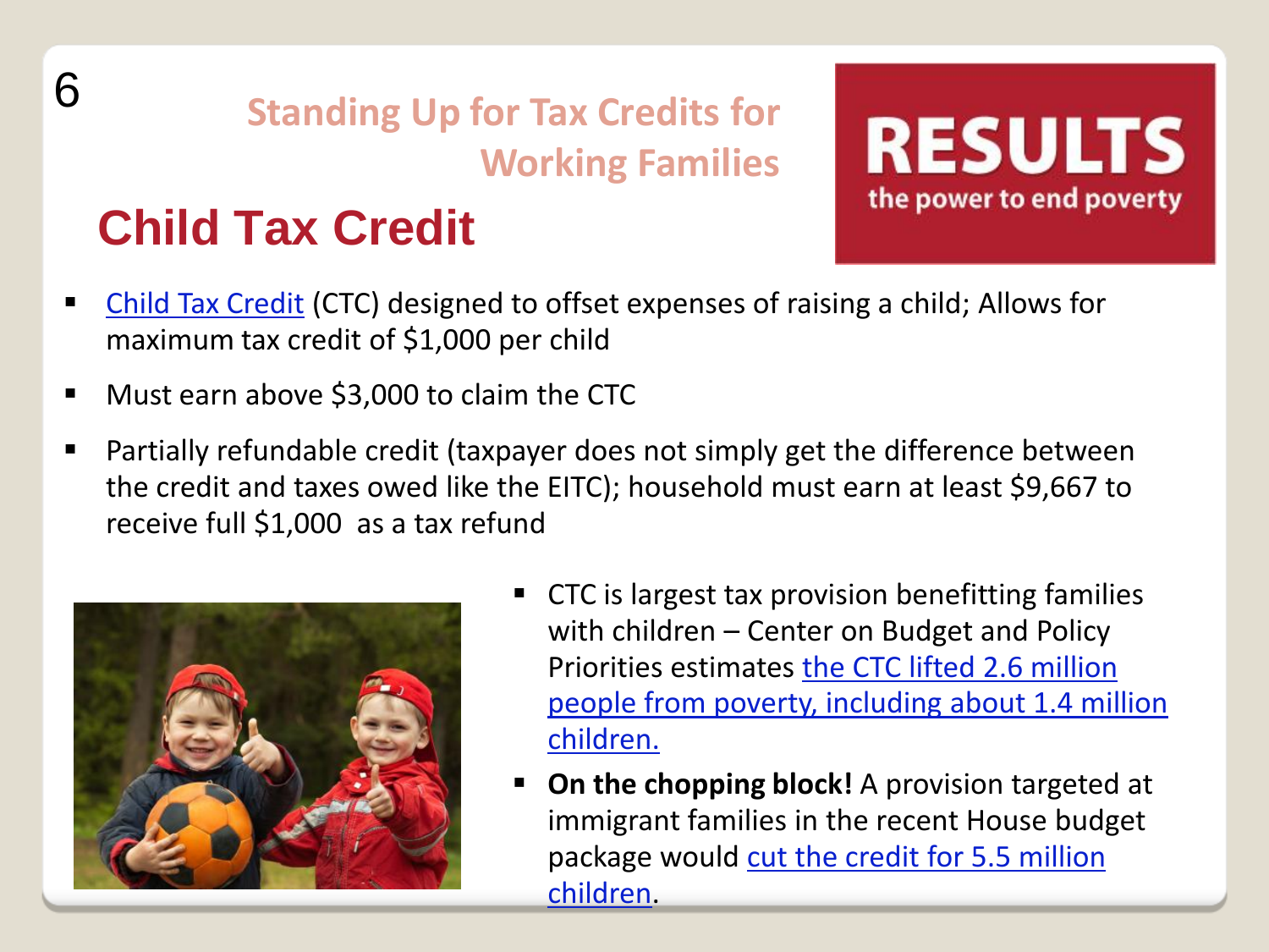## Standing Up for Tax Credits for Working Families

# Child Tax Credit

RESULTS
the power to end poverty

- Child Tax Credit (CTC) designed to offset expenses of raising a child; Allows for maximum tax credit of $1,000 per child
- Must earn above $3,000 to claim the CTC
- Partially refundable credit (taxpayer does not simply get the difference between the credit and taxes owed like the EITC); household must earn at least $9,667 to receive full $1,000 as a tax refund
- CTC is largest tax provision benefitting families with children – Center on Budget and Policy Priorities estimates the CTC lifted 2.6 million people from poverty, including about 1.4 million children.
- **On the chopping block!** A provision targeted at immigrant families in the recent House budget package would cut the credit for 5.5 million children.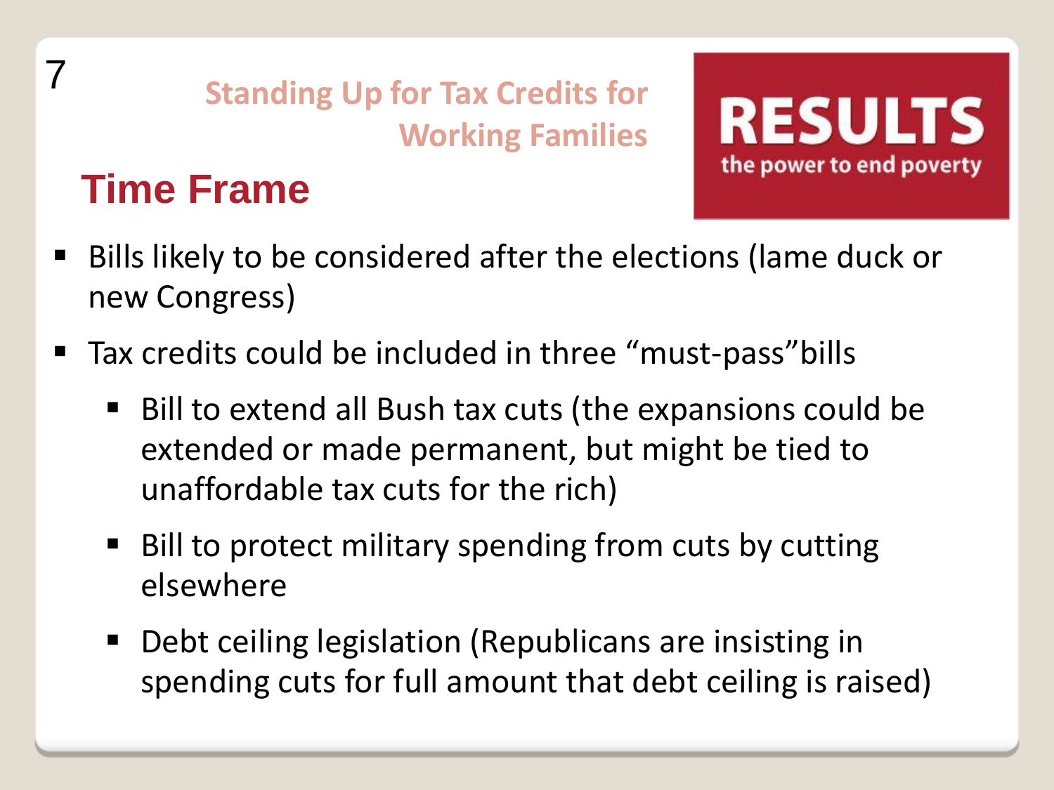Standing Up for Tax Credits for Working Families

RESULTS
the power to end poverty

## Time Frame

- Bills likely to be considered after the elections (lame duck or new Congress)
- Tax credits could be included in three "must-pass"bills
  - Bill to extend all Bush tax cuts (the expansions could be extended or made permanent, but might be tied to unaffordable tax cuts for the rich)
  - Bill to protect military spending from cuts by cutting elsewhere
  - Debt ceiling legislation (Republicans are insisting in spending cuts for full amount that debt ceiling is raised)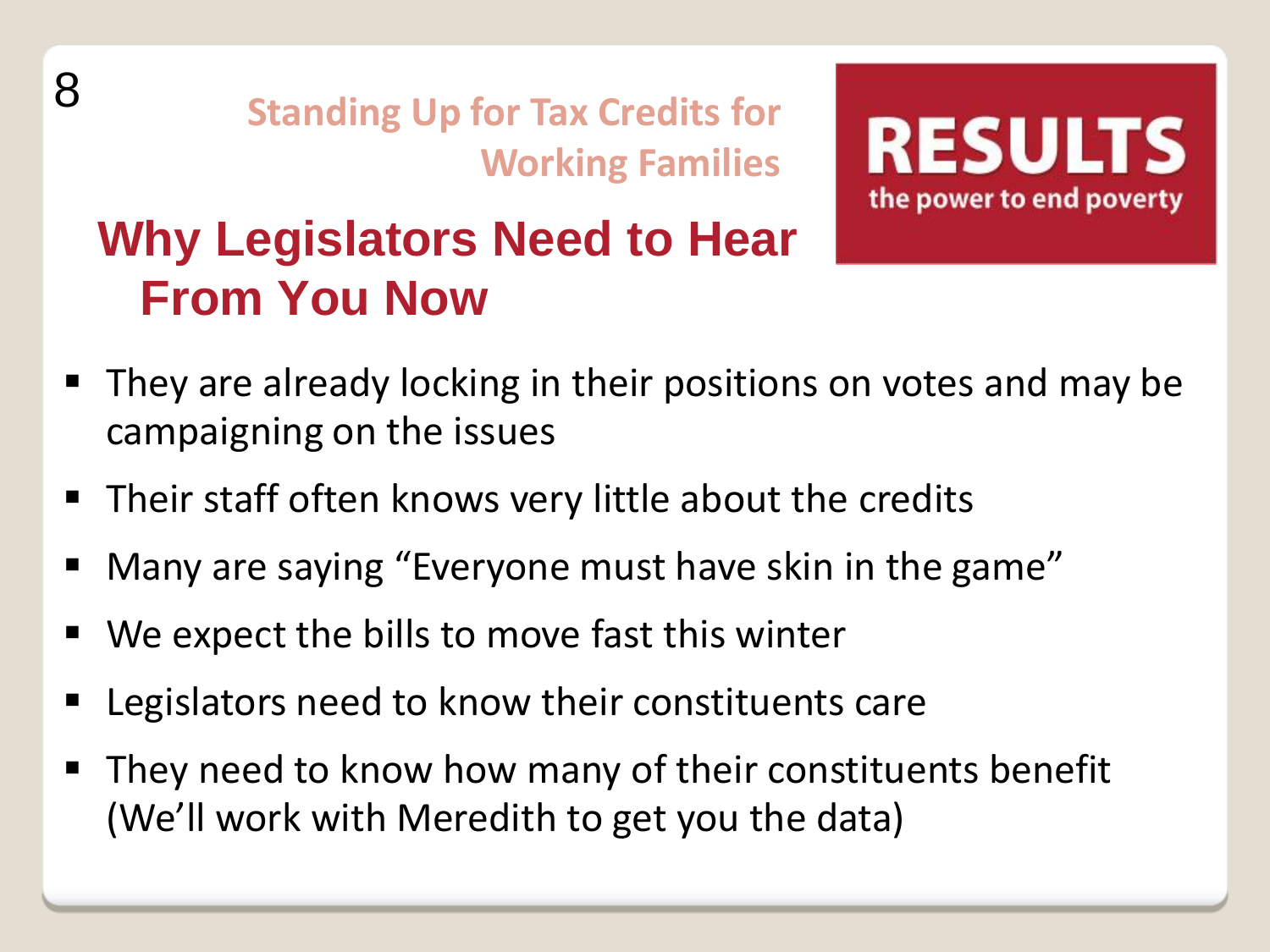Standing Up for Tax Credits for Working Families

RESULTS
the power to end poverty

## Why Legislators Need to Hear From You Now

- They are already locking in their positions on votes and may be campaigning on the issues
- Their staff often knows very little about the credits
- Many are saying "Everyone must have skin in the game"
- We expect the bills to move fast this winter
- Legislators need to know their constituents care
- They need to know how many of their constituents benefit (We'll work with Meredith to get you the data)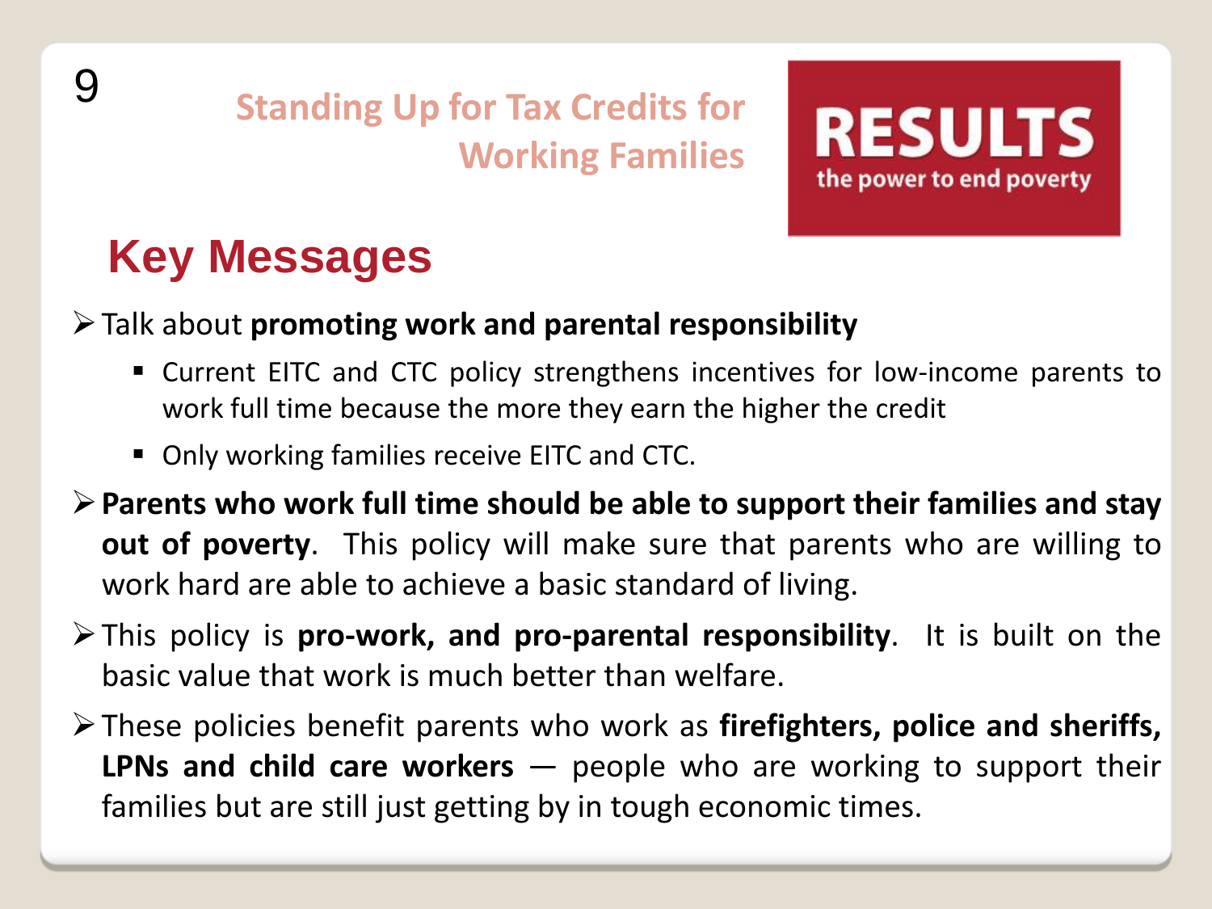Standing Up for Tax Credits for Working Families

RESULTS
the power to end poverty

## Key Messages

- Talk about **promoting work and parental responsibility**
  - Current EITC and CTC policy strengthens incentives for low-income parents to work full time because the more they earn the higher the credit
  - Only working families receive EITC and CTC.
- **Parents who work full time should be able to support their families and stay out of poverty**. This policy will make sure that parents who are willing to work hard are able to achieve a basic standard of living.
- This policy is **pro-work, and pro-parental responsibility**. It is built on the basic value that work is much better than welfare.
- These policies benefit parents who work as **firefighters, police and sheriffs, LPNs and child care workers** — people who are working to support their families but are still just getting by in tough economic times.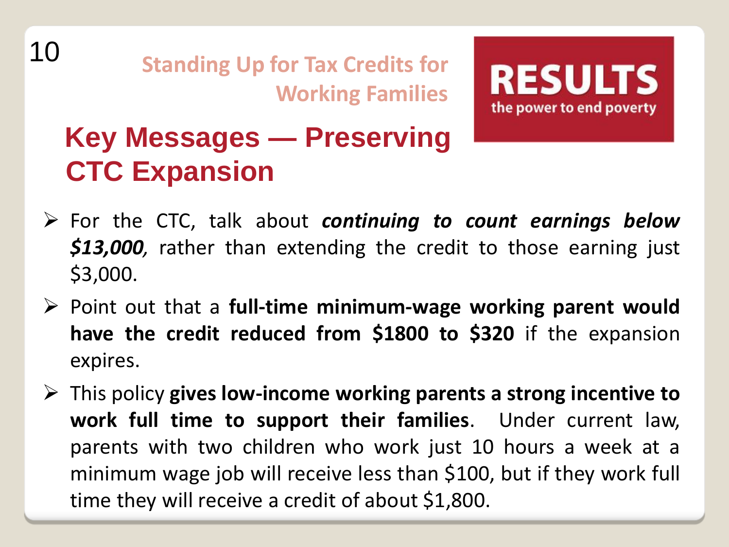Standing Up for Tax Credits for Working Families

RESULTS
the power to end poverty

## Key Messages — Preserving CTC Expansion

- For the CTC, talk about ***continuing to count earnings below $13,000***, rather than extending the credit to those earning just $3,000.
- Point out that a **full-time minimum-wage working parent would have the credit reduced from $1800 to $320** if the expansion expires.
- This policy **gives low-income working parents a strong incentive to work full time to support their families**. Under current law, parents with two children who work just 10 hours a week at a minimum wage job will receive less than $100, but if they work full time they will receive a credit of about $1,800.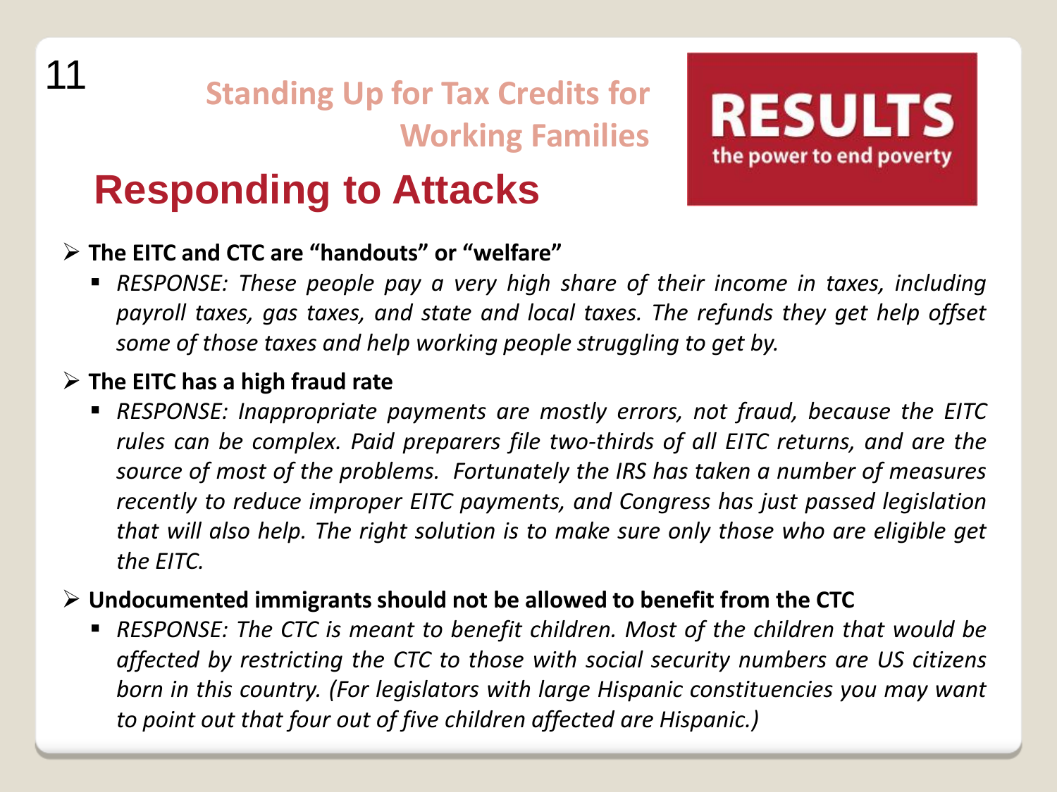Standing Up for Tax Credits for Working Families

# Responding to Attacks

RESULTS
the power to end poverty

- **The EITC and CTC are "handouts" or "welfare"**
  - *RESPONSE: These people pay a very high share of their income in taxes, including payroll taxes, gas taxes, and state and local taxes. The refunds they get help offset some of those taxes and help working people struggling to get by.*
- **The EITC has a high fraud rate**
  - *RESPONSE: Inappropriate payments are mostly errors, not fraud, because the EITC rules can be complex. Paid preparers file two-thirds of all EITC returns, and are the source of most of the problems. Fortunately the IRS has taken a number of measures recently to reduce improper EITC payments, and Congress has just passed legislation that will also help. The right solution is to make sure only those who are eligible get the EITC.*
- **Undocumented immigrants should not be allowed to benefit from the CTC**
  - *RESPONSE: The CTC is meant to benefit children. Most of the children that would be affected by restricting the CTC to those with social security numbers are US citizens born in this country. (For legislators with large Hispanic constituencies you may want to point out that four out of five children affected are Hispanic.)*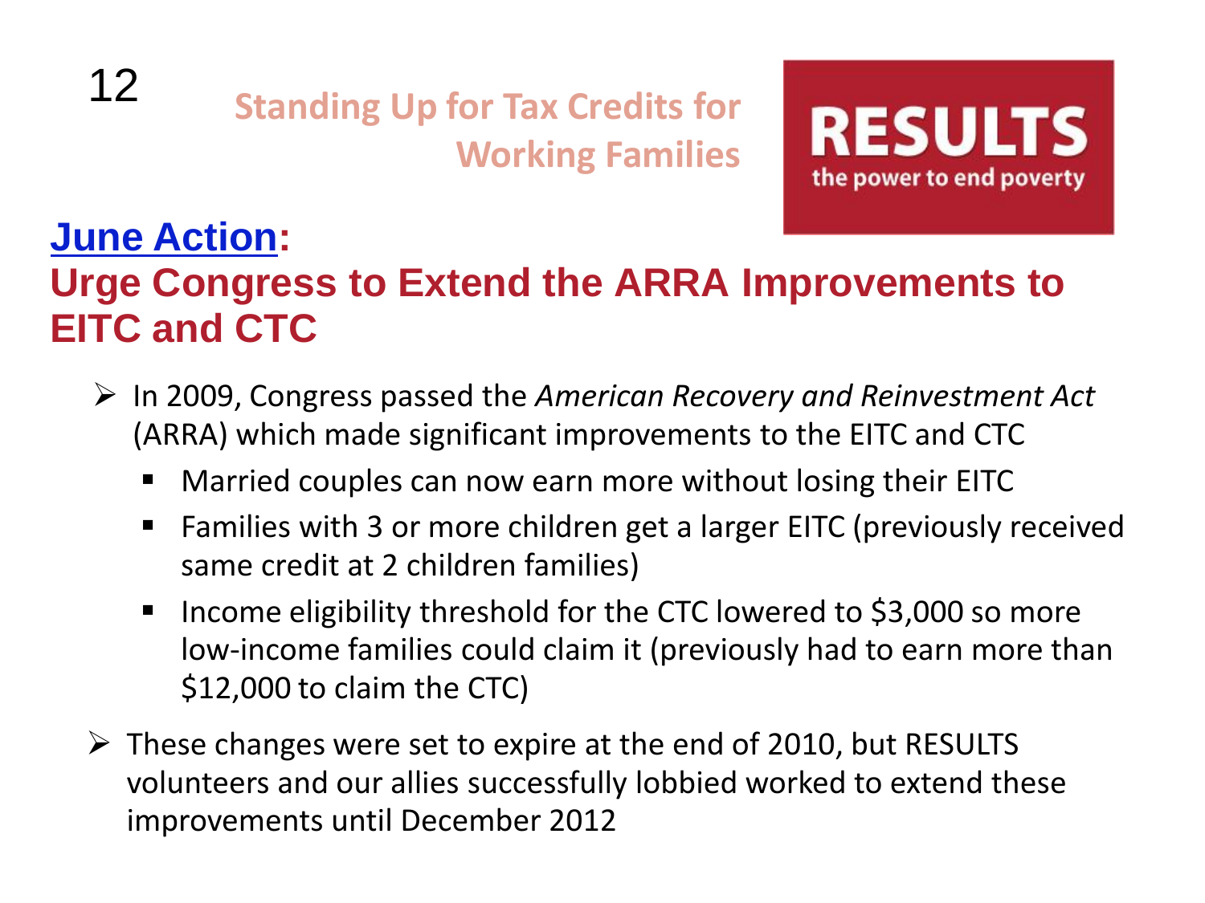## Standing Up for Tax Credits for Working Families

RESULTS
the power to end poverty

## June Action: Urge Congress to Extend the ARRA Improvements to EITC and CTC

- In 2009, Congress passed the *American Recovery and Reinvestment Act* (ARRA) which made significant improvements to the EITC and CTC
  - Married couples can now earn more without losing their EITC
  - Families with 3 or more children get a larger EITC (previously received same credit at 2 children families)
  - Income eligibility threshold for the CTC lowered to $3,000 so more low-income families could claim it (previously had to earn more than $12,000 to claim the CTC)
- These changes were set to expire at the end of 2010, but RESULTS volunteers and our allies successfully lobbied worked to extend these improvements until December 2012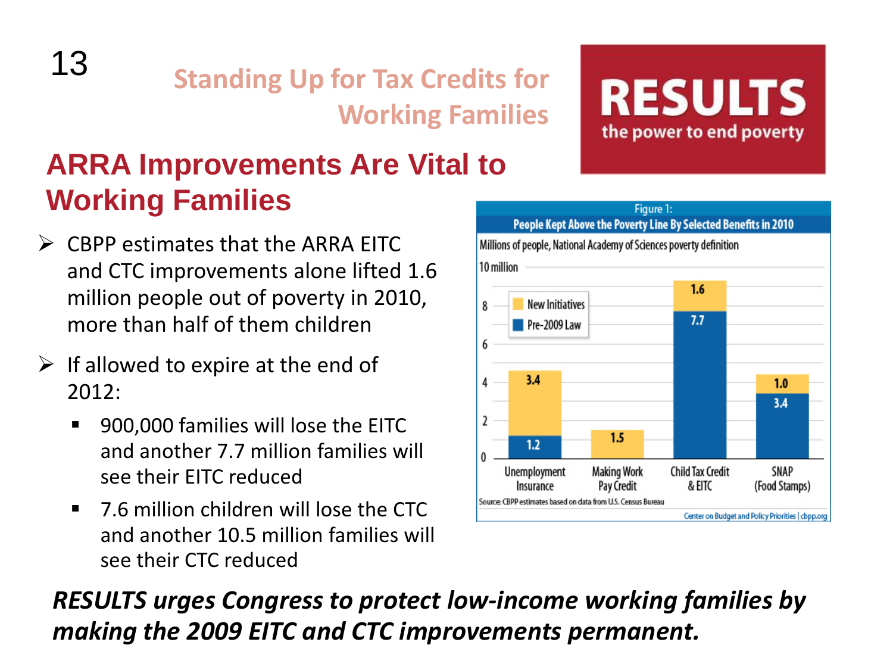## Standing Up for Tax Credits for Working Families

RESULTS
the power to end poverty

# ARRA Improvements Are Vital to Working Families

- CBPP estimates that the ARRA EITC and CTC improvements alone lifted 1.6 million people out of poverty in 2010, more than half of them children
- If allowed to expire at the end of 2012:
  - 900,000 families will lose the EITC and another 7.7 million families will see their EITC reduced
  - 7.6 million children will lose the CTC and another 10.5 million families will see their CTC reduced

Figure 1:
**People Kept Above the Poverty Line By Selected Benefits in 2010**

Millions of people, National Academy of Sciences poverty definition

| | Pre-2009 Law | New Initiatives |
|---|---|---|
| Unemployment Insurance | 1.2 | 3.4 |
| Making Work Pay Credit | | 1.5 |
| Child Tax Credit & EITC | 7.7 | 1.6 |
| SNAP (Food Stamps) | 3.4 | 1.0 |

Source: CBPP estimates based on data from U.S. Census Bureau

Center on Budget and Policy Priorities | cbpp.org

***RESULTS urges Congress to protect low-income working families by making the 2009 EITC and CTC improvements permanent.***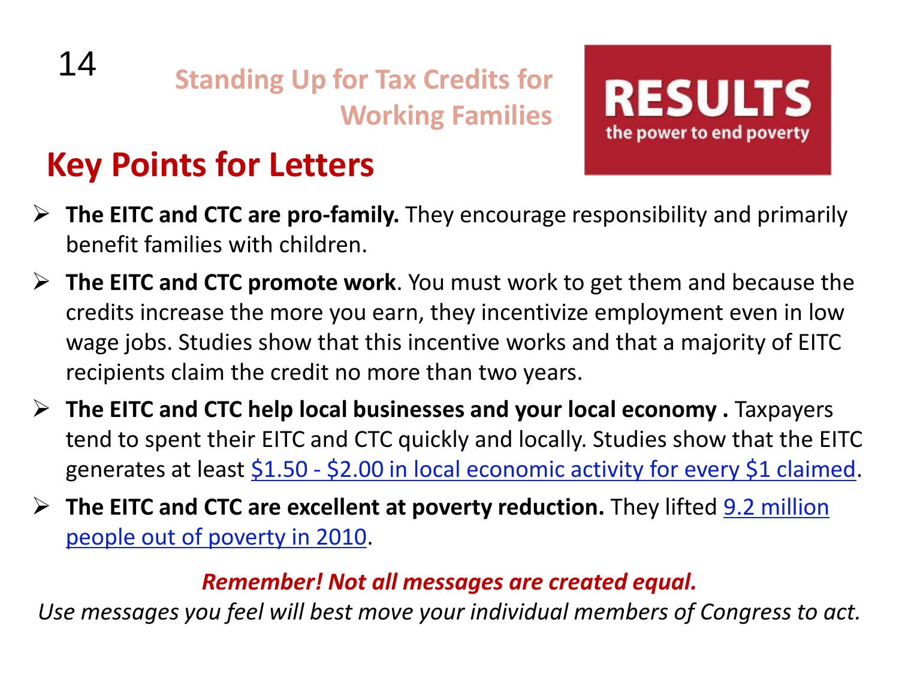## Standing Up for Tax Credits for Working Families

RESULTS
the power to end poverty

# Key Points for Letters

- **The EITC and CTC are pro-family.** They encourage responsibility and primarily benefit families with children.
- **The EITC and CTC promote work**. You must work to get them and because the credits increase the more you earn, they incentivize employment even in low wage jobs. Studies show that this incentive works and that a majority of EITC recipients claim the credit no more than two years.
- **The EITC and CTC help local businesses and your local economy .** Taxpayers tend to spent their EITC and CTC quickly and locally. Studies show that the EITC generates at least $1.50 - $2.00 in local economic activity for every $1 claimed.
- **The EITC and CTC are excellent at poverty reduction.** They lifted 9.2 million people out of poverty in 2010.

***Remember! Not all messages are created equal.***

*Use messages you feel will best move your individual members of Congress to act.*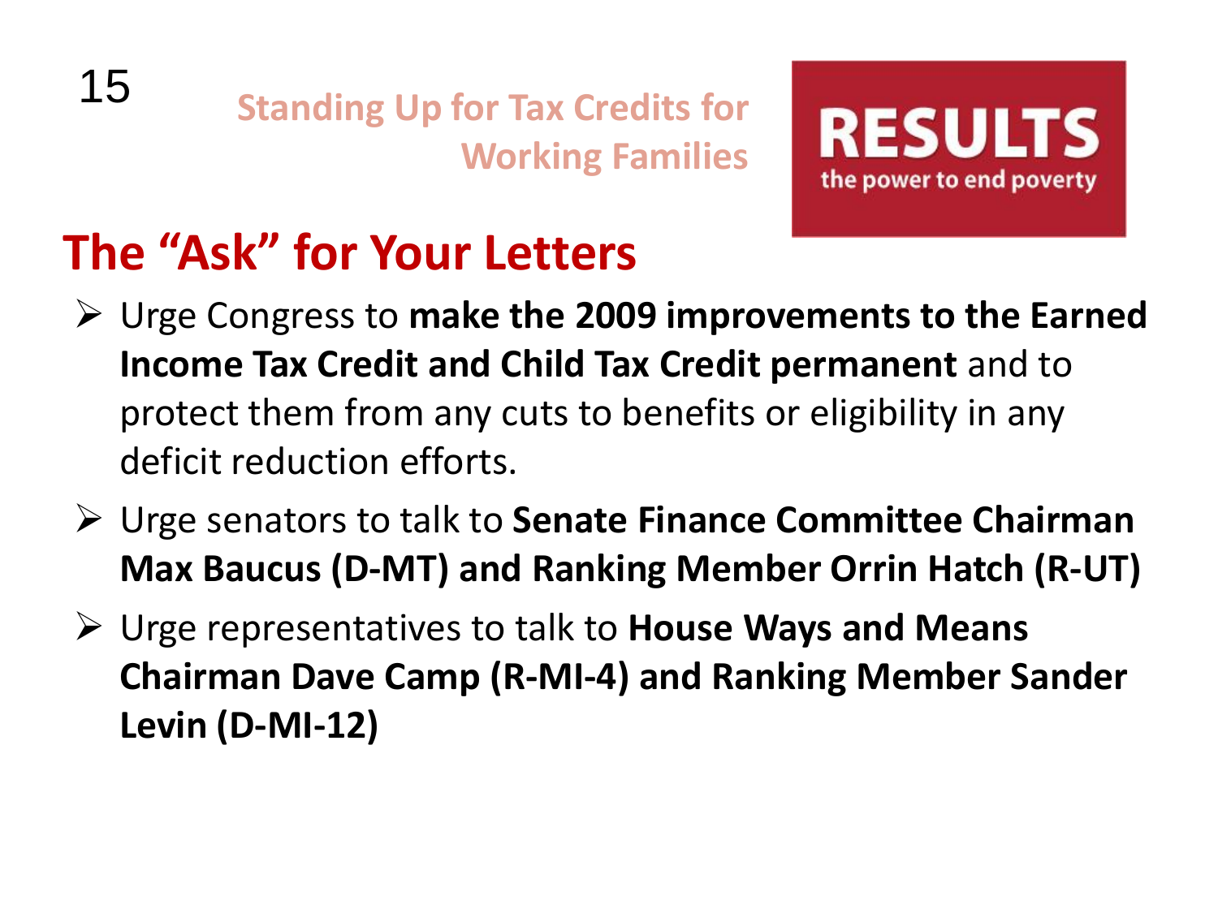Standing Up for Tax Credits for Working Families

RESULTS
the power to end poverty

## The "Ask" for Your Letters

- Urge Congress to **make the 2009 improvements to the Earned Income Tax Credit and Child Tax Credit permanent** and to protect them from any cuts to benefits or eligibility in any deficit reduction efforts.
- Urge senators to talk to **Senate Finance Committee Chairman Max Baucus (D-MT) and Ranking Member Orrin Hatch (R-UT)**
- Urge representatives to talk to **House Ways and Means Chairman Dave Camp (R-MI-4) and Ranking Member Sander Levin (D-MI-12)**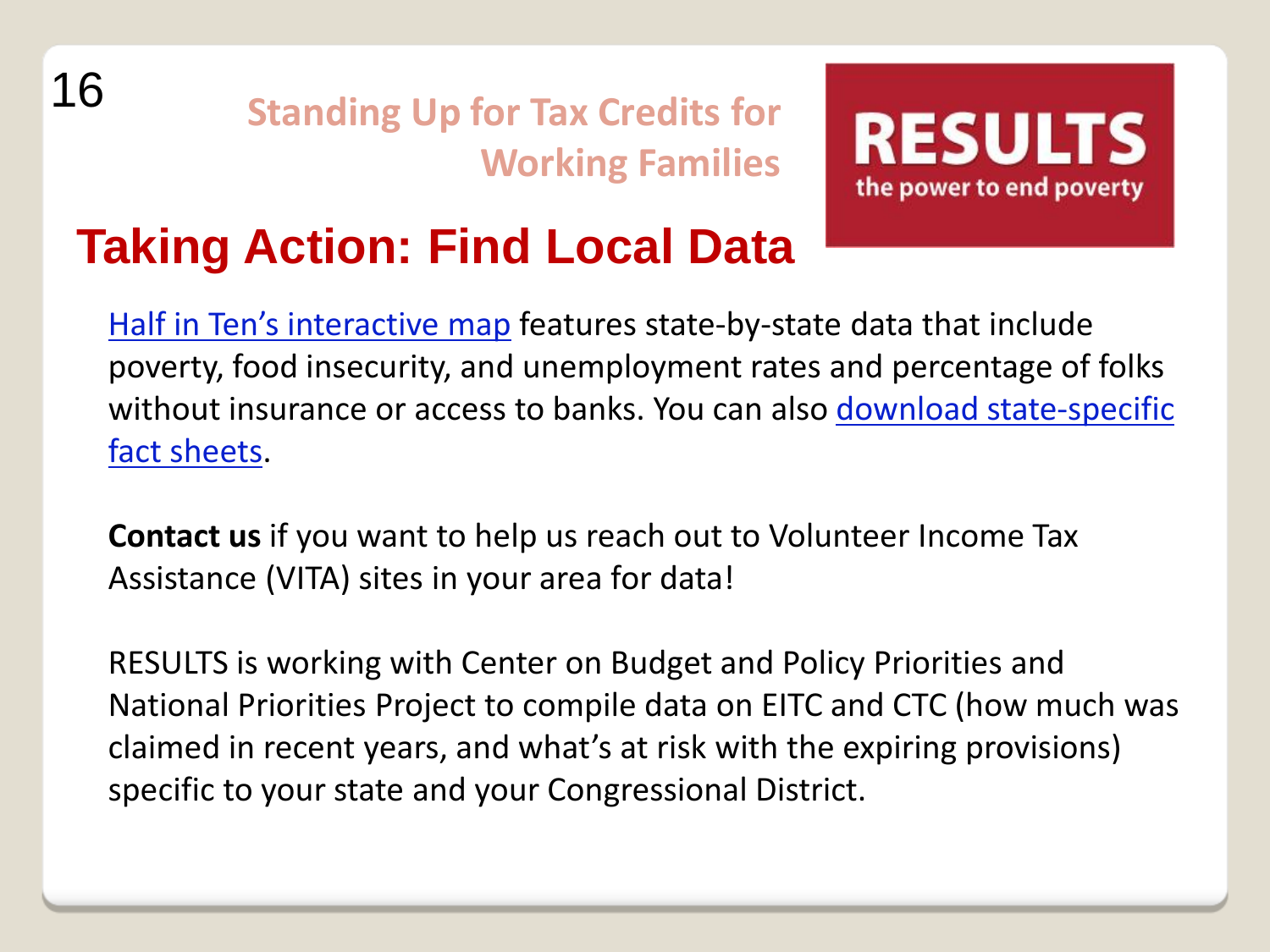Standing Up for Tax Credits for Working Families

RESULTS
the power to end poverty

# Taking Action: Find Local Data

Half in Ten's interactive map features state-by-state data that include poverty, food insecurity, and unemployment rates and percentage of folks without insurance or access to banks. You can also download state-specific fact sheets.

**Contact us** if you want to help us reach out to Volunteer Income Tax Assistance (VITA) sites in your area for data!

RESULTS is working with Center on Budget and Policy Priorities and National Priorities Project to compile data on EITC and CTC (how much was claimed in recent years, and what's at risk with the expiring provisions) specific to your state and your Congressional District.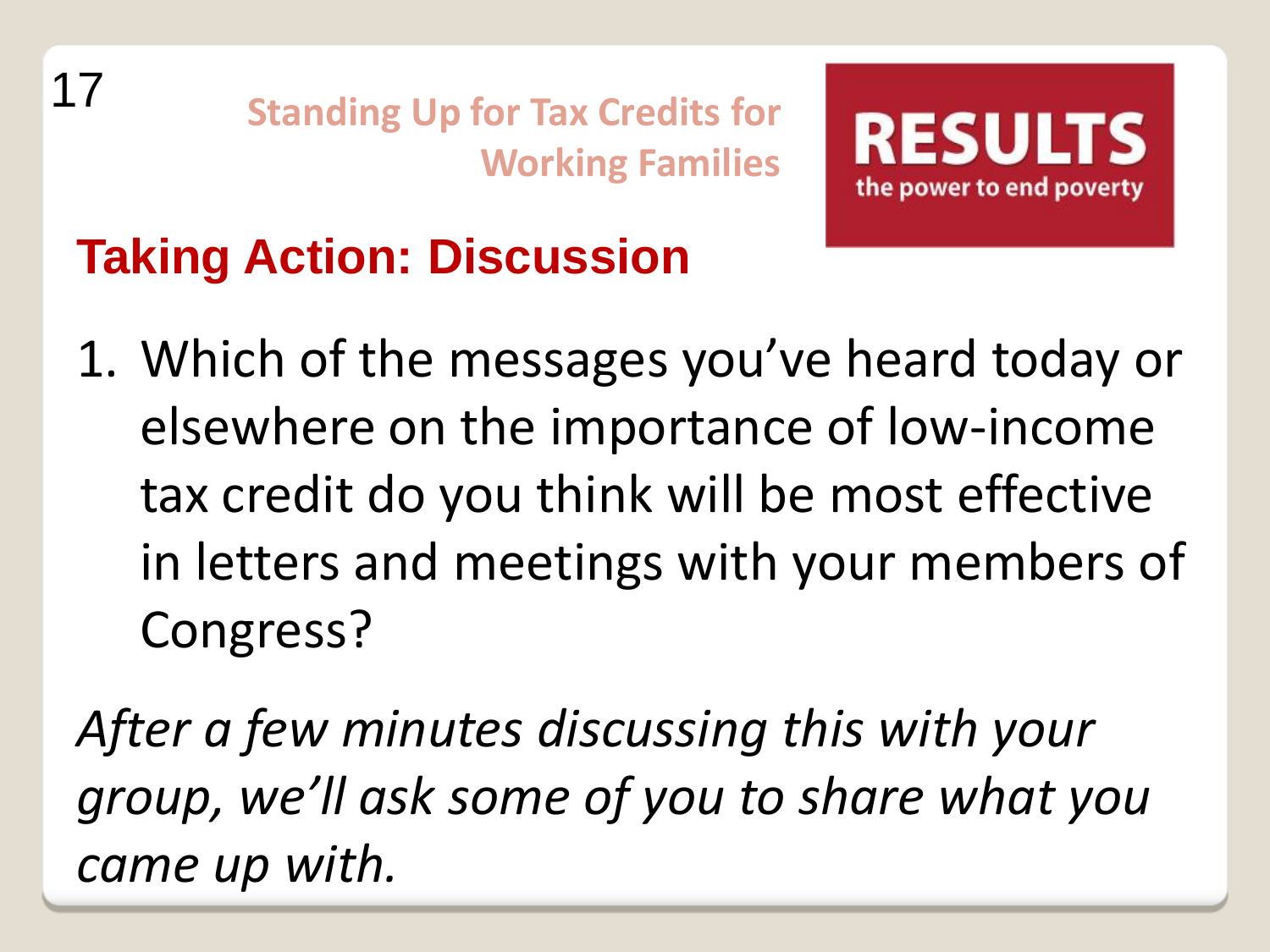## Taking Action: Discussion

1. Which of the messages you've heard today or elsewhere on the importance of low-income tax credit do you think will be most effective in letters and meetings with your members of Congress?

*After a few minutes discussing this with your group, we'll ask some of you to share what you came up with.*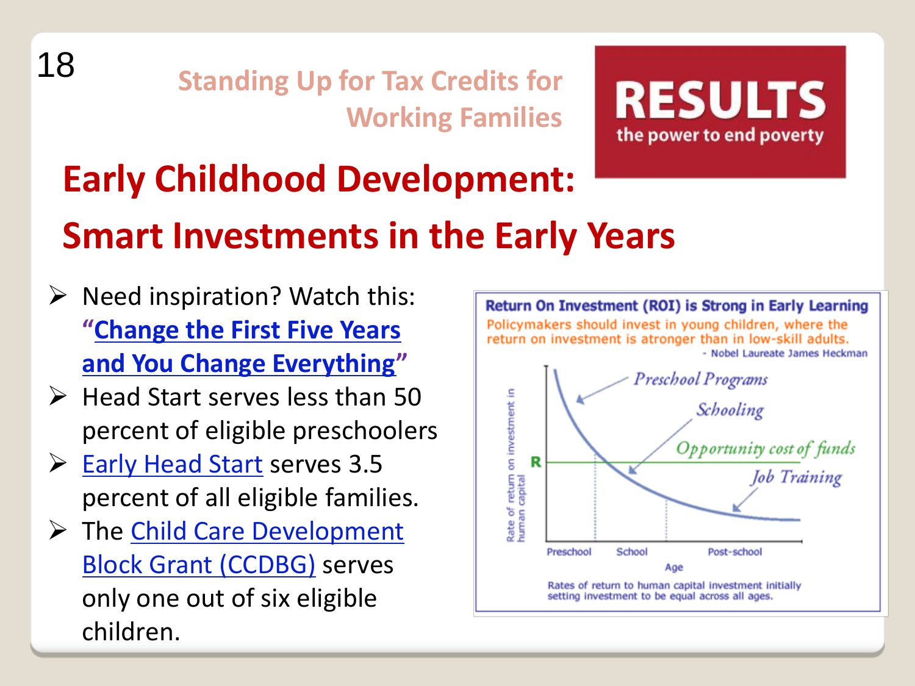Standing Up for Tax Credits for Working Families

RESULTS
the power to end poverty

# Early Childhood Development: Smart Investments in the Early Years

- Need inspiration? Watch this: **"Change the First Five Years and You Change Everything"**
- Head Start serves less than 50 percent of eligible preschoolers
- Early Head Start serves 3.5 percent of all eligible families.
- The Child Care Development Block Grant (CCDBG) serves only one out of six eligible children.

**Return On Investment (ROI) is Strong in Early Learning**

Policymakers should invest in young children, where the return on investment is atronger than in low-skill adults.
- Nobel Laureate James Heckman

Rates of return to human capital investment initially setting investment to be equal across all ages.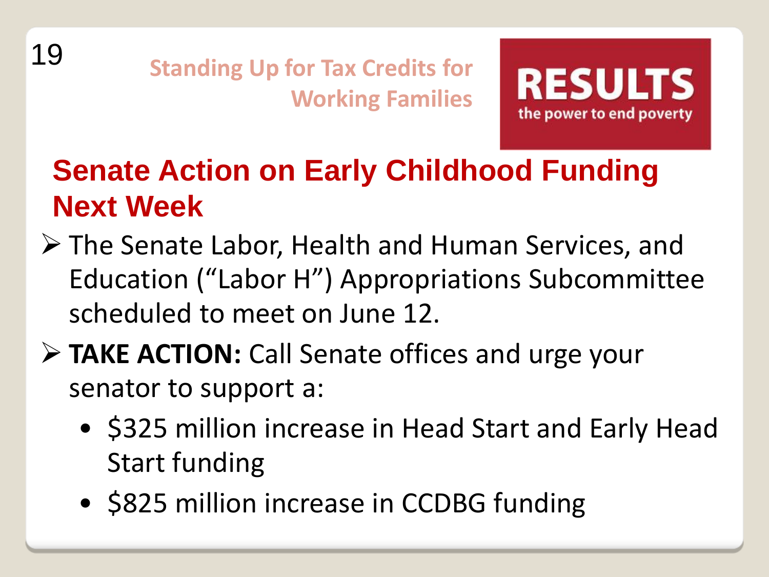Standing Up for Tax Credits for Working Families

RESULTS the power to end poverty

## Senate Action on Early Childhood Funding Next Week

- The Senate Labor, Health and Human Services, and Education ("Labor H") Appropriations Subcommittee scheduled to meet on June 12.
- **TAKE ACTION:** Call Senate offices and urge your senator to support a:
  - $325 million increase in Head Start and Early Head Start funding
  - $825 million increase in CCDBG funding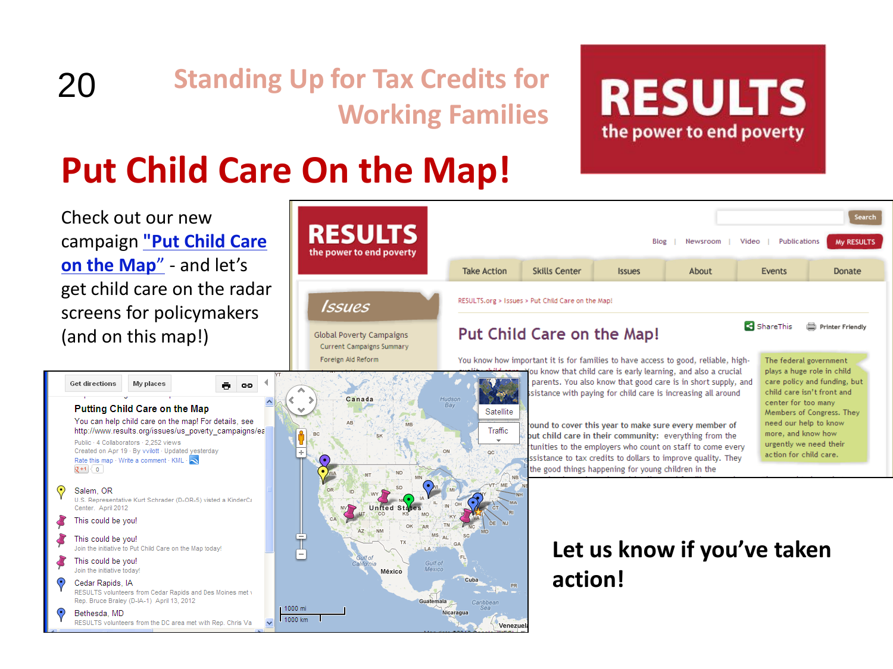# Standing Up for Tax Credits for Working Families

## Put Child Care On the Map!

Check out our new campaign "Put Child Care on the Map" - and let's get child care on the radar screens for policymakers (and on this map!)

**Let us know if you've taken action!**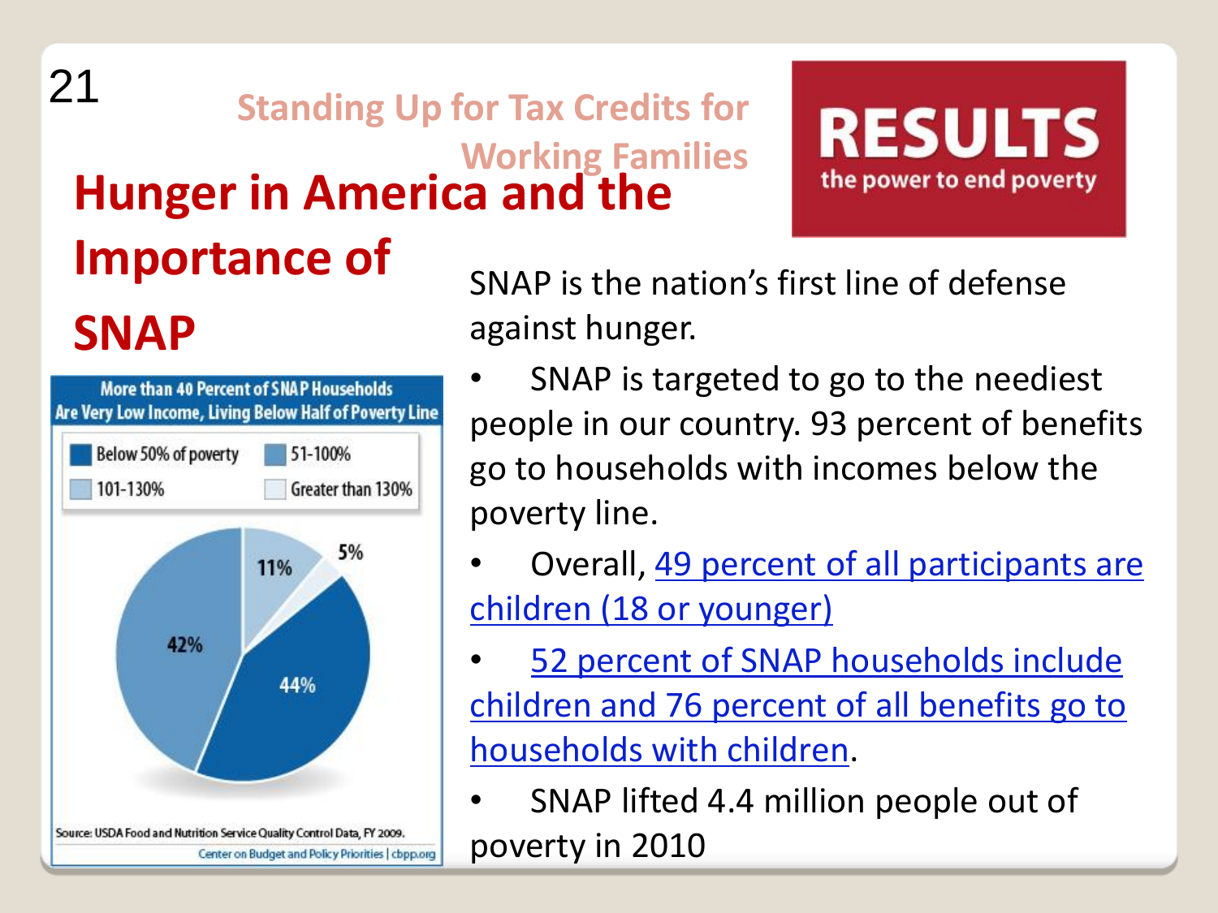Standing Up for Tax Credits for Working Families

RESULTS
the power to end poverty

# Hunger in America and the Importance of SNAP

**More than 40 Percent of SNAP Households Are Very Low Income, Living Below Half of Poverty Line**

| Category | Percent |
|---|---|
| Below 50% of poverty | 44% |
| 51-100% | 42% |
| 101-130% | 11% |
| Greater than 130% | 5% |

Source: USDA Food and Nutrition Service Quality Control Data, FY 2009.
Center on Budget and Policy Priorities | cbpp.org

SNAP is the nation's first line of defense against hunger.

- SNAP is targeted to go to the neediest people in our country. 93 percent of benefits go to households with incomes below the poverty line.
- Overall, 49 percent of all participants are children (18 or younger)
- 52 percent of SNAP households include children and 76 percent of all benefits go to households with children.
- SNAP lifted 4.4 million people out of poverty in 2010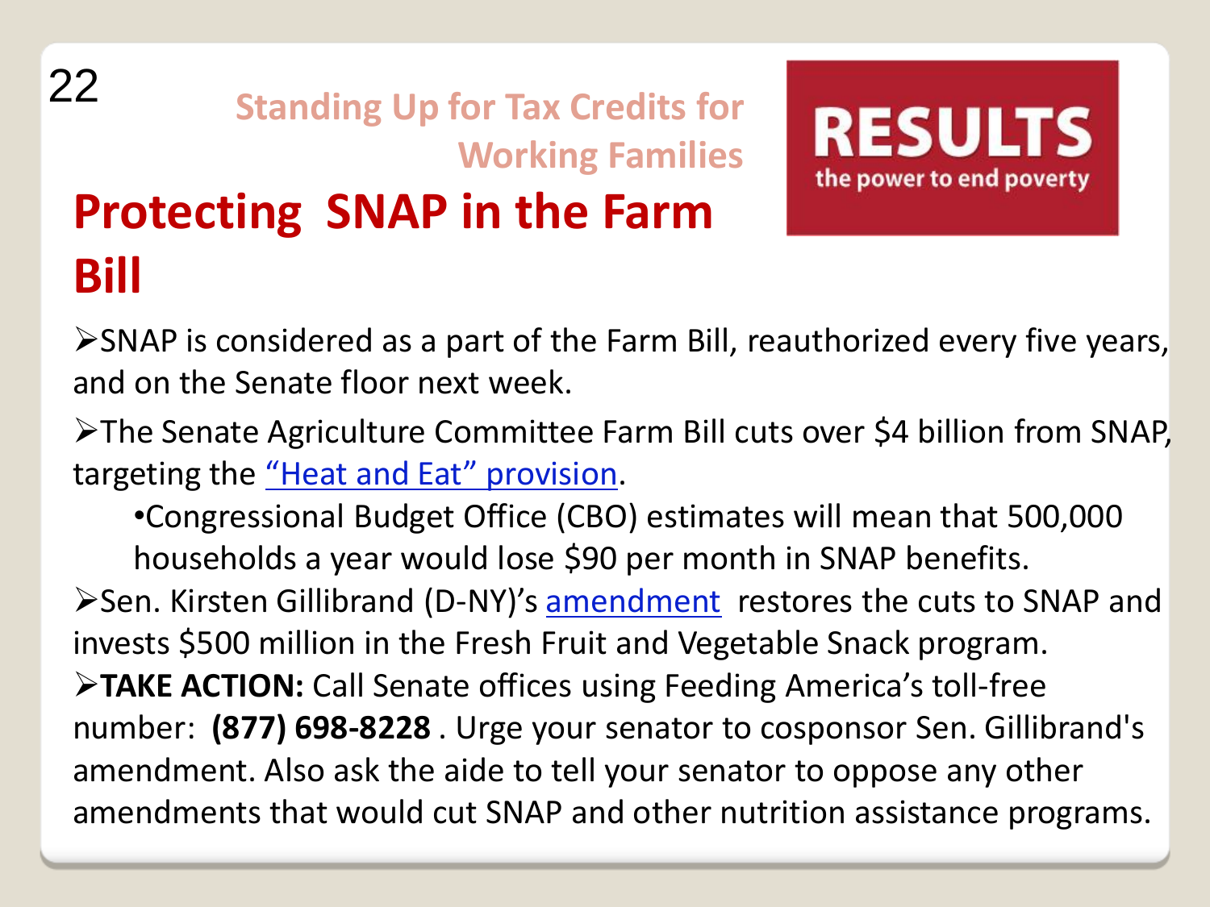Standing Up for Tax Credits for Working Families

**RESULTS**
the power to end poverty

# Protecting SNAP in the Farm Bill

- SNAP is considered as a part of the Farm Bill, reauthorized every five years, and on the Senate floor next week.
- The Senate Agriculture Committee Farm Bill cuts over $4 billion from SNAP, targeting the "Heat and Eat" provision.
    - Congressional Budget Office (CBO) estimates will mean that 500,000 households a year would lose $90 per month in SNAP benefits.
- Sen. Kirsten Gillibrand (D-NY)'s amendment restores the cuts to SNAP and invests $500 million in the Fresh Fruit and Vegetable Snack program.
- **TAKE ACTION:** Call Senate offices using Feeding America's toll-free number: **(877) 698-8228** . Urge your senator to cosponsor Sen. Gillibrand's amendment. Also ask the aide to tell your senator to oppose any other amendments that would cut SNAP and other nutrition assistance programs.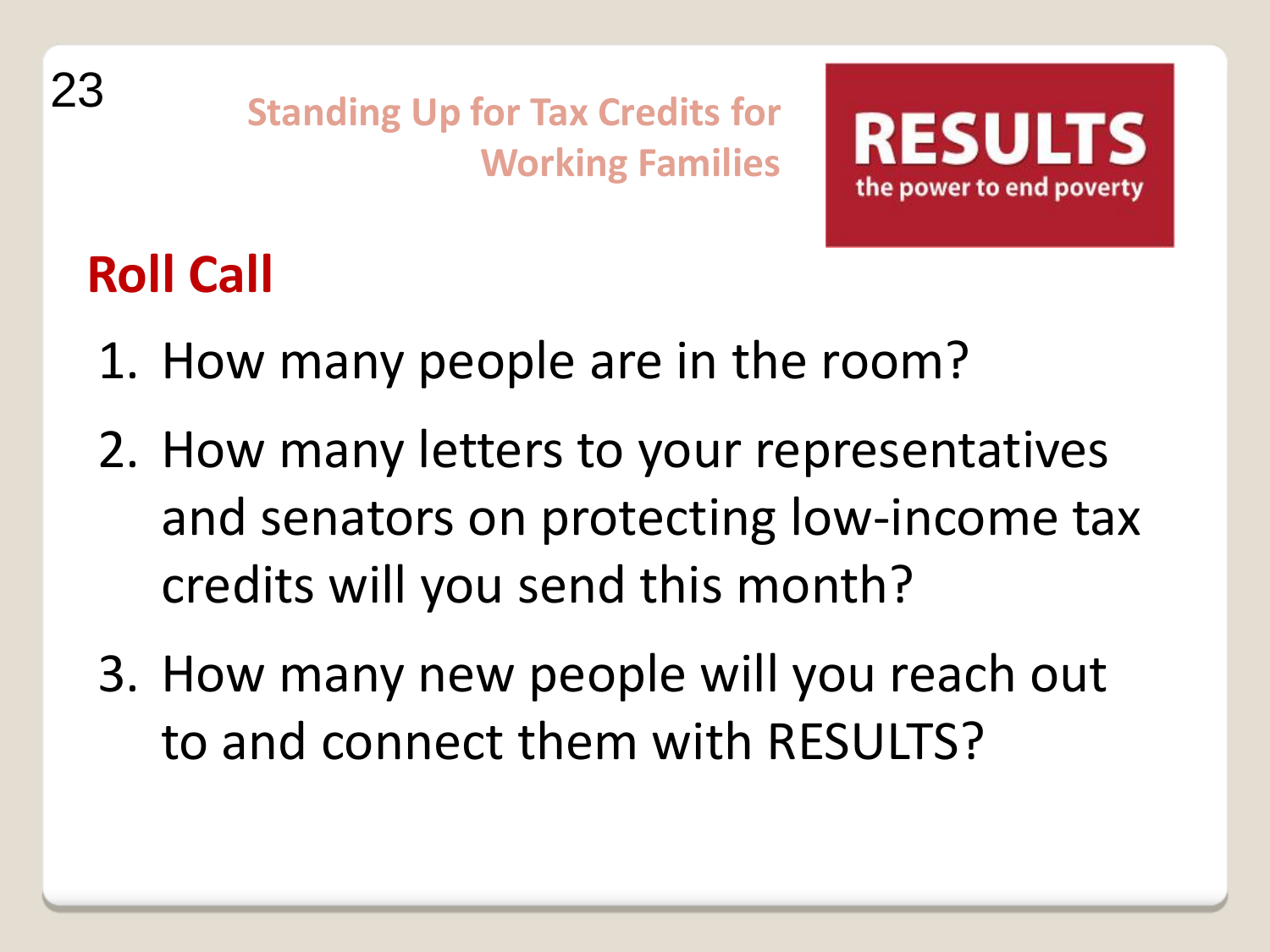Standing Up for Tax Credits for Working Families

RESULTS
the power to end poverty

## Roll Call

1. How many people are in the room?
2. How many letters to your representatives and senators on protecting low-income tax credits will you send this month?
3. How many new people will you reach out to and connect them with RESULTS?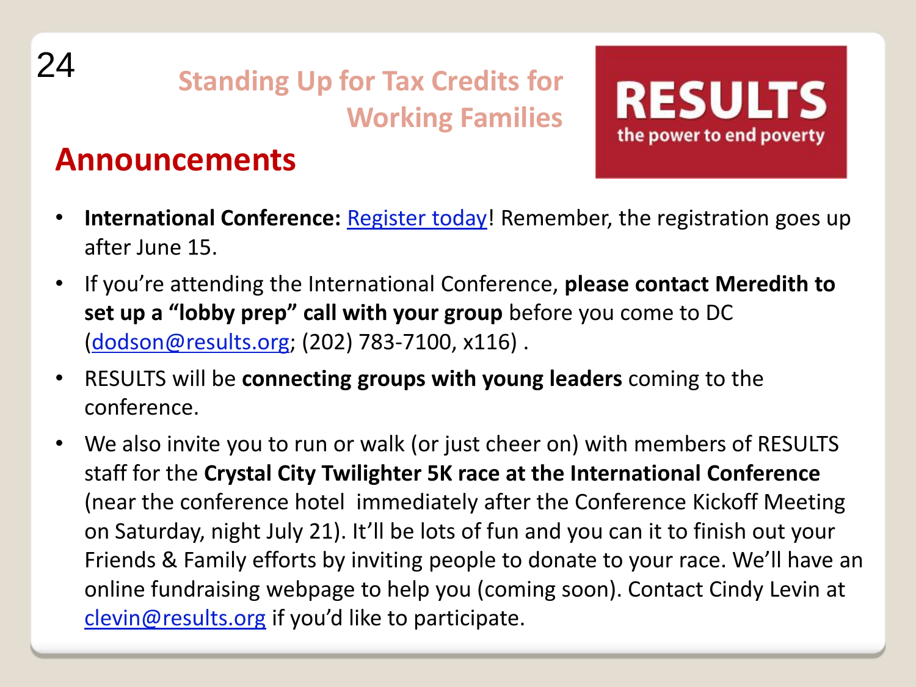## Standing Up for Tax Credits for Working Families

RESULTS
the power to end poverty

# Announcements

- **International Conference:** Register today! Remember, the registration goes up after June 15.
- If you're attending the International Conference, **please contact Meredith to set up a "lobby prep" call with your group** before you come to DC (dodson@results.org; (202) 783-7100, x116) .
- RESULTS will be **connecting groups with young leaders** coming to the conference.
- We also invite you to run or walk (or just cheer on) with members of RESULTS staff for the **Crystal City Twilighter 5K race at the International Conference** (near the conference hotel immediately after the Conference Kickoff Meeting on Saturday, night July 21). It'll be lots of fun and you can it to finish out your Friends & Family efforts by inviting people to donate to your race. We'll have an online fundraising webpage to help you (coming soon). Contact Cindy Levin at clevin@results.org if you'd like to participate.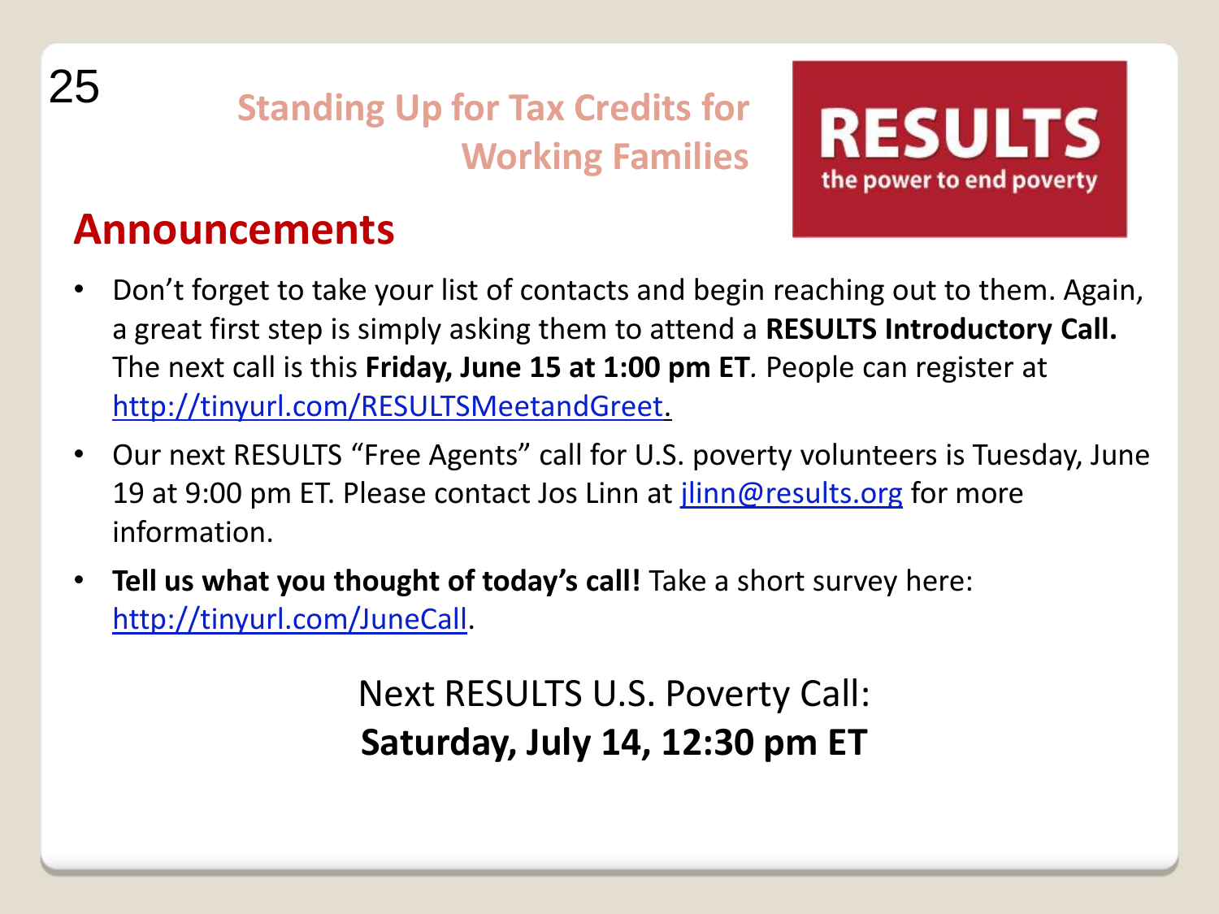## Standing Up for Tax Credits for Working Families

RESULTS
the power to end poverty

# Announcements

- Don't forget to take your list of contacts and begin reaching out to them. Again, a great first step is simply asking them to attend a **RESULTS Introductory Call.** The next call is this **Friday, June 15 at 1:00 pm ET**. People can register at http://tinyurl.com/RESULTSMeetandGreet.
- Our next RESULTS "Free Agents" call for U.S. poverty volunteers is Tuesday, June 19 at 9:00 pm ET. Please contact Jos Linn at jlinn@results.org for more information.
- **Tell us what you thought of today's call!** Take a short survey here: http://tinyurl.com/JuneCall.

Next RESULTS U.S. Poverty Call:
**Saturday, July 14, 12:30 pm ET**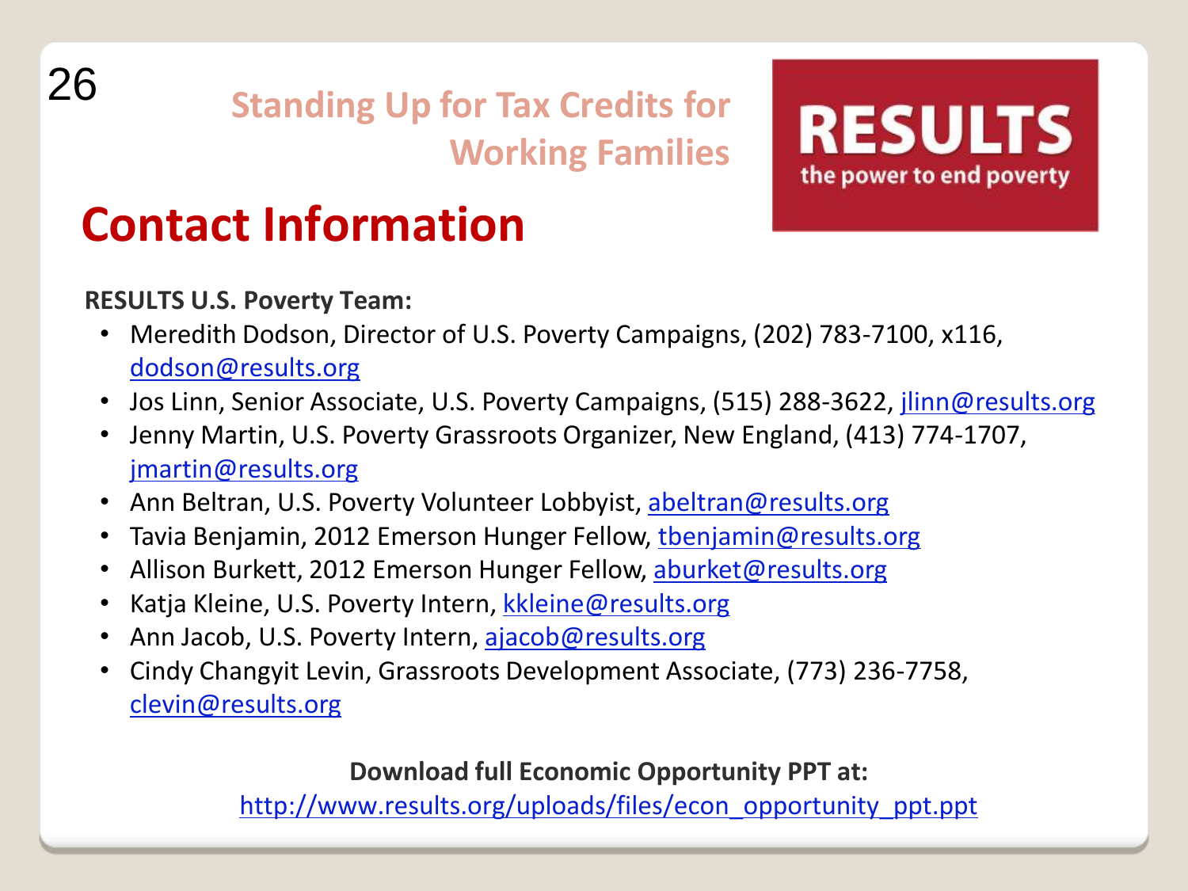Standing Up for Tax Credits for Working Families

RESULTS
the power to end poverty

# Contact Information

**RESULTS U.S. Poverty Team:**

- Meredith Dodson, Director of U.S. Poverty Campaigns, (202) 783-7100, x116, dodson@results.org
- Jos Linn, Senior Associate, U.S. Poverty Campaigns, (515) 288-3622, jlinn@results.org
- Jenny Martin, U.S. Poverty Grassroots Organizer, New England, (413) 774-1707, jmartin@results.org
- Ann Beltran, U.S. Poverty Volunteer Lobbyist, abeltran@results.org
- Tavia Benjamin, 2012 Emerson Hunger Fellow, tbenjamin@results.org
- Allison Burkett, 2012 Emerson Hunger Fellow, aburket@results.org
- Katja Kleine, U.S. Poverty Intern, kkleine@results.org
- Ann Jacob, U.S. Poverty Intern, ajacob@results.org
- Cindy Changyit Levin, Grassroots Development Associate, (773) 236-7758, clevin@results.org

**Download full Economic Opportunity PPT at:**
http://www.results.org/uploads/files/econ_opportunity_ppt.ppt